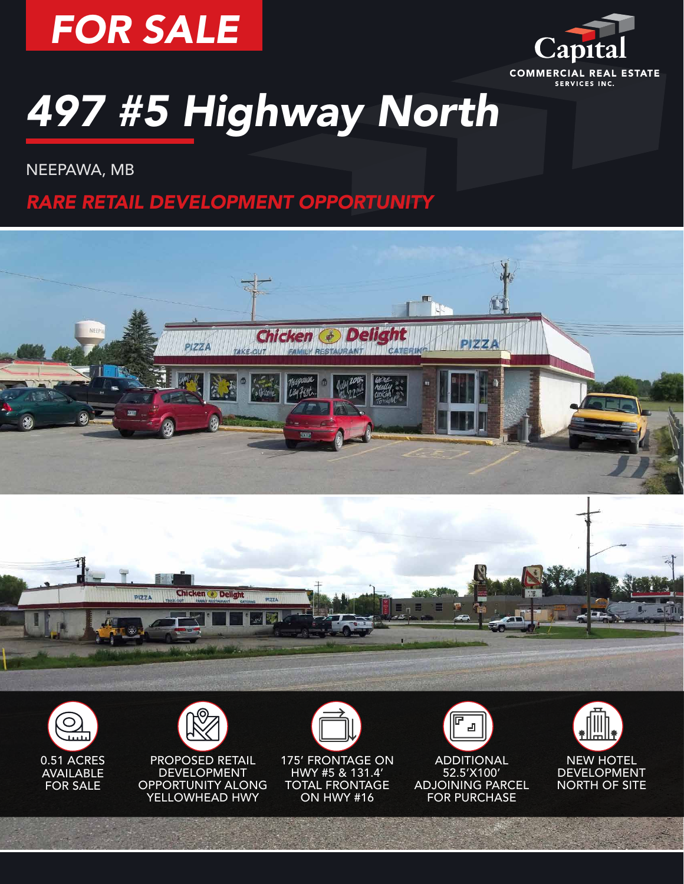FOR SALE

Capital
COMMERCIAL REAL ESTATE SERVICES INC.

# 497 #5 Highway North

NEEPAWA, MB

## RARE RETAIL DEVELOPMENT OPPORTUNITY

- 0.51 ACRES AVAILABLE FOR SALE
- PROPOSED RETAIL DEVELOPMENT OPPORTUNITY ALONG YELLOWHEAD HWY
- 175' FRONTAGE ON HWY #5 & 131.4' TOTAL FRONTAGE ON HWY #16
- ADDITIONAL 52.5'X100' ADJOINING PARCEL FOR PURCHASE
- NEW HOTEL DEVELOPMENT NORTH OF SITE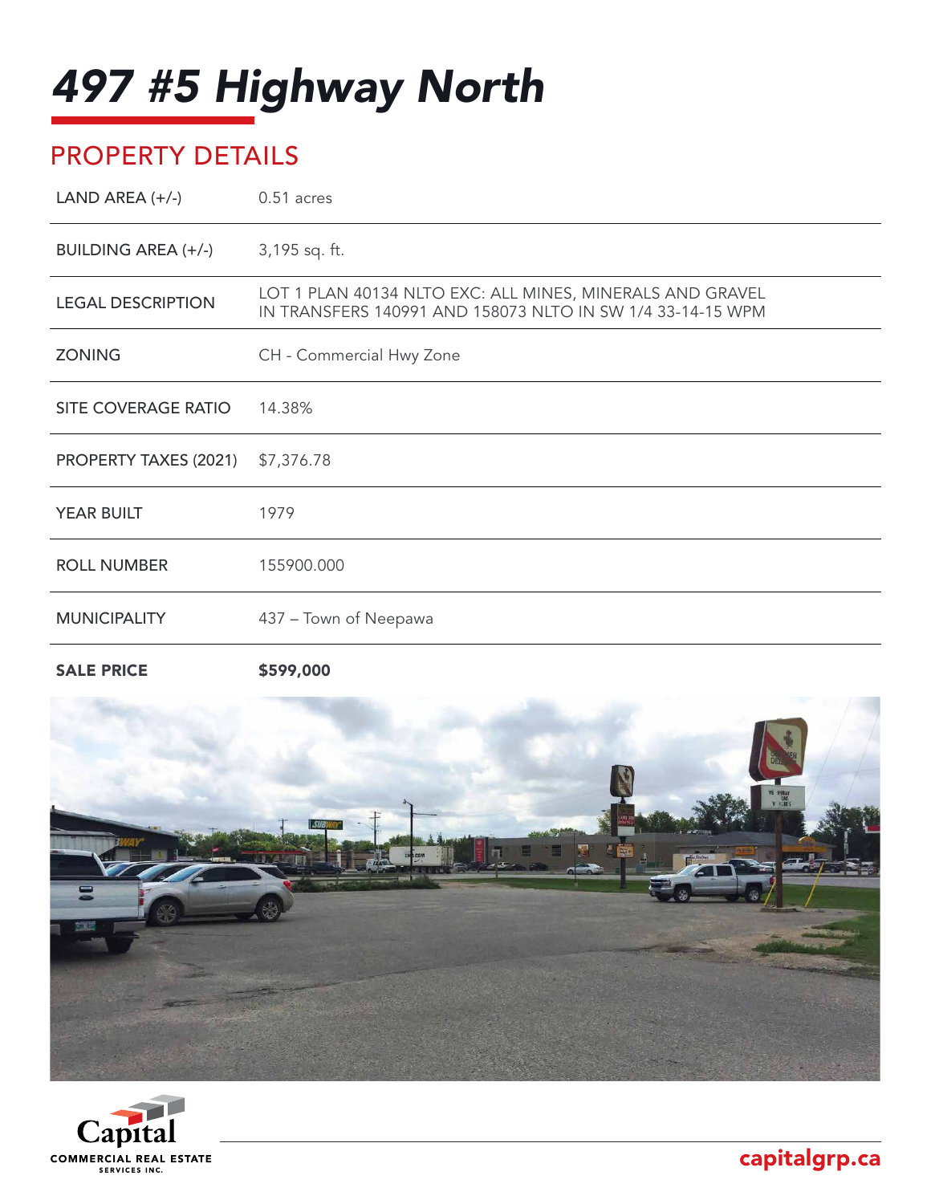# 497 #5 Highway North

## PROPERTY DETAILS

| | |
|---|---|
| LAND AREA (+/-) | 0.51 acres |
| BUILDING AREA (+/-) | 3,195 sq. ft. |
| LEGAL DESCRIPTION | LOT 1 PLAN 40134 NLTO EXC: ALL MINES, MINERALS AND GRAVEL IN TRANSFERS 140991 AND 158073 NLTO IN SW 1/4 33-14-15 WPM |
| ZONING | CH - Commercial Hwy Zone |
| SITE COVERAGE RATIO | 14.38% |
| PROPERTY TAXES (2021) | $7,376.78 |
| YEAR BUILT | 1979 |
| ROLL NUMBER | 155900.000 |
| MUNICIPALITY | 437 – Town of Neepawa |
| **SALE PRICE** | **$599,000** |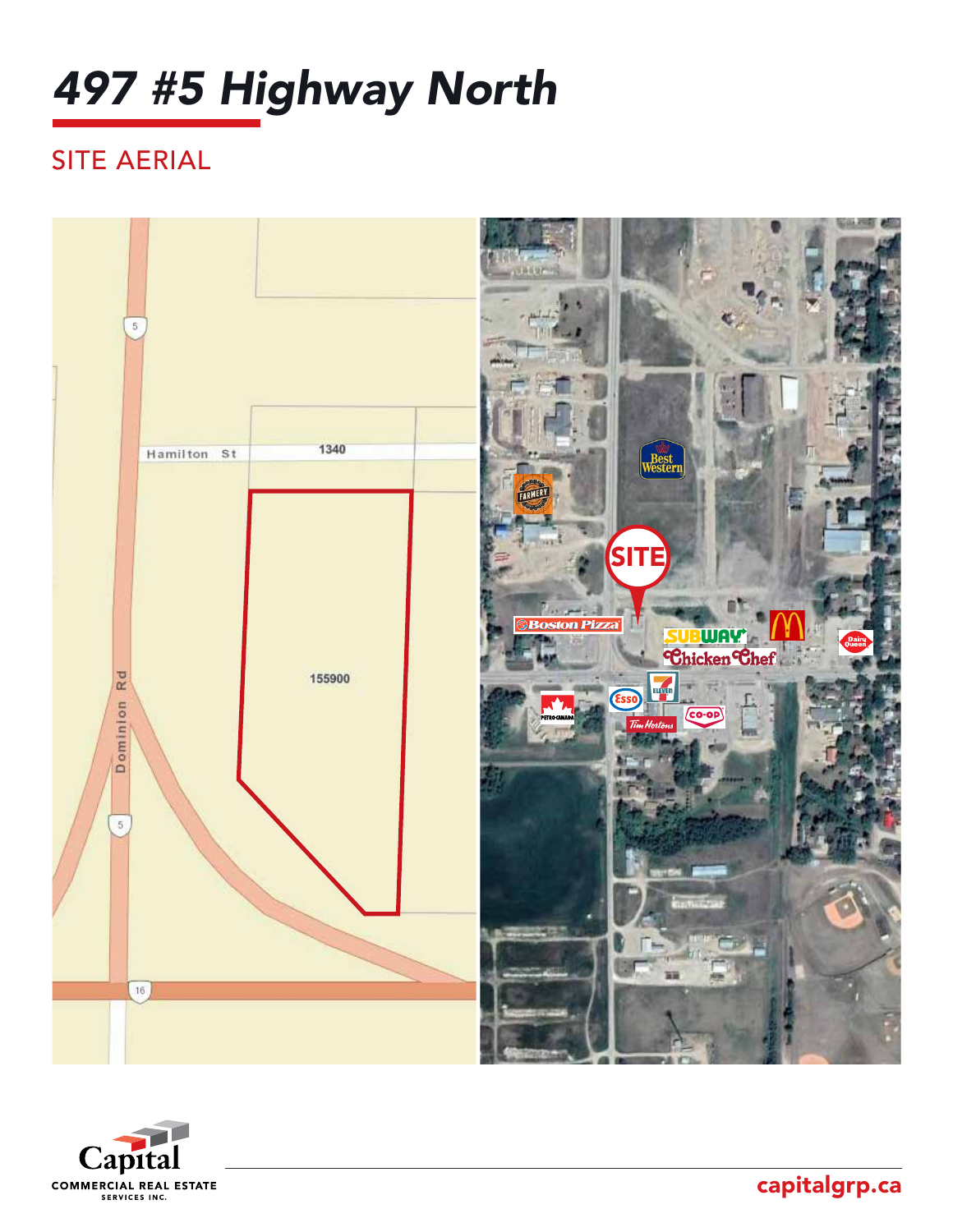# *497 #5 Highway North*

## SITE AERIAL

Hamilton St

1340

155900

Dominion Rd

5

16

SITE

capitalgrp.ca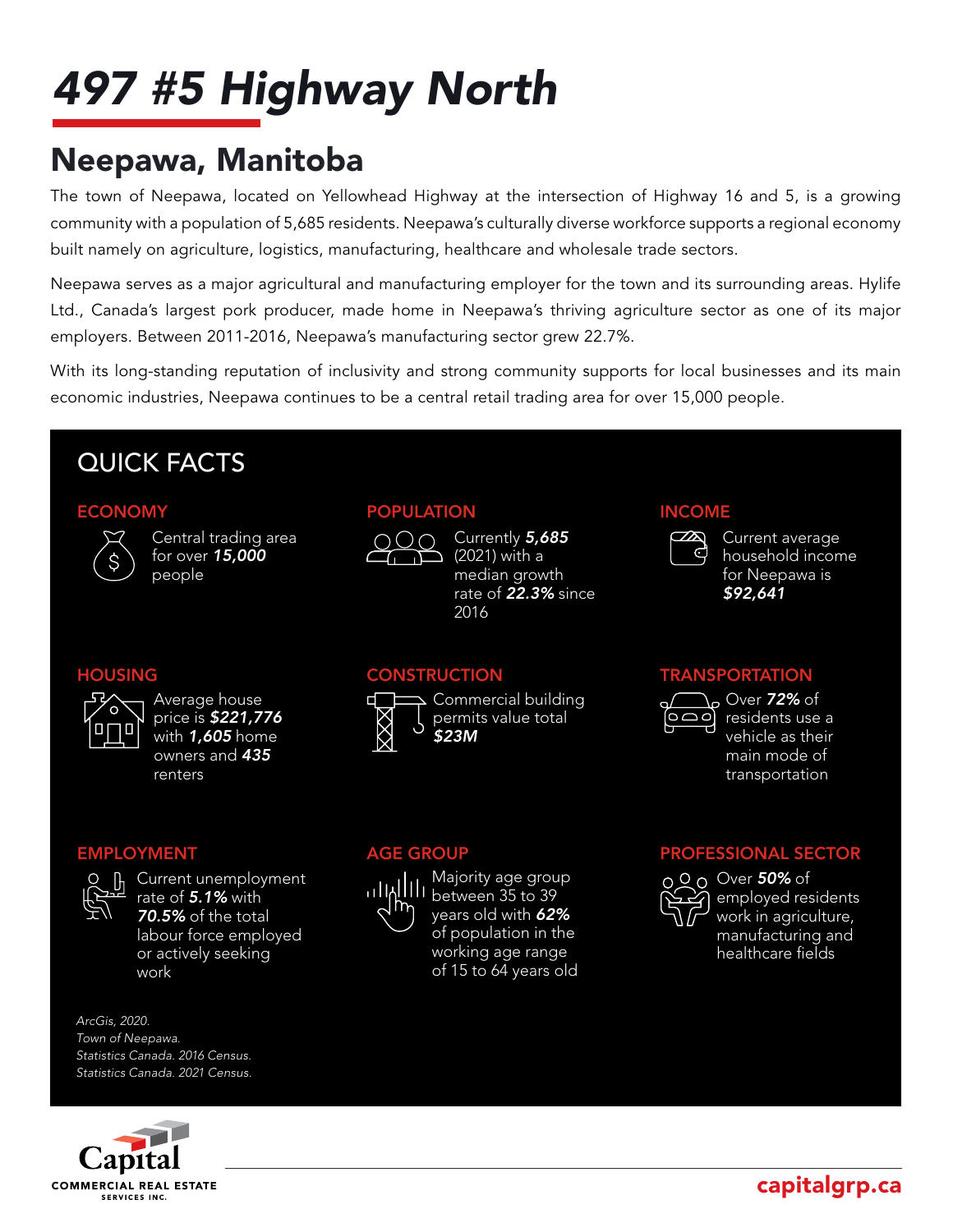# *497 #5 Highway North*

## Neepawa, Manitoba

The town of Neepawa, located on Yellowhead Highway at the intersection of Highway 16 and 5, is a growing community with a population of 5,685 residents. Neepawa's culturally diverse workforce supports a regional economy built namely on agriculture, logistics, manufacturing, healthcare and wholesale trade sectors.

Neepawa serves as a major agricultural and manufacturing employer for the town and its surrounding areas. Hylife Ltd., Canada's largest pork producer, made home in Neepawa's thriving agriculture sector as one of its major employers. Between 2011-2016, Neepawa's manufacturing sector grew 22.7%.

With its long-standing reputation of inclusivity and strong community supports for local businesses and its main economic industries, Neepawa continues to be a central retail trading area for over 15,000 people.

## QUICK FACTS

### ECONOMY

Central trading area for over ***15,000*** people

### POPULATION

Currently ***5,685*** (2021) with a median growth rate of ***22.3%*** since 2016

### INCOME

Current average household income for Neepawa is ***$92,641***

### HOUSING

Average house price is ***$221,776*** with ***1,605*** home owners and ***435*** renters

### CONSTRUCTION

Commercial building permits value total ***$23M***

### TRANSPORTATION

Over ***72%*** of residents use a vehicle as their main mode of transportation

### EMPLOYMENT

Current unemployment rate of ***5.1%*** with ***70.5%*** of the total labour force employed or actively seeking work

### AGE GROUP

Majority age group between 35 to 39 years old with ***62%*** of population in the working age range of 15 to 64 years old

### PROFESSIONAL SECTOR

Over ***50%*** of employed residents work in agriculture, manufacturing and healthcare fields

*ArcGis, 2020.*
*Town of Neepawa.*
*Statistics Canada. 2016 Census.*
*Statistics Canada. 2021 Census.*

Capital COMMERCIAL REAL ESTATE SERVICES INC.

capitalgrp.ca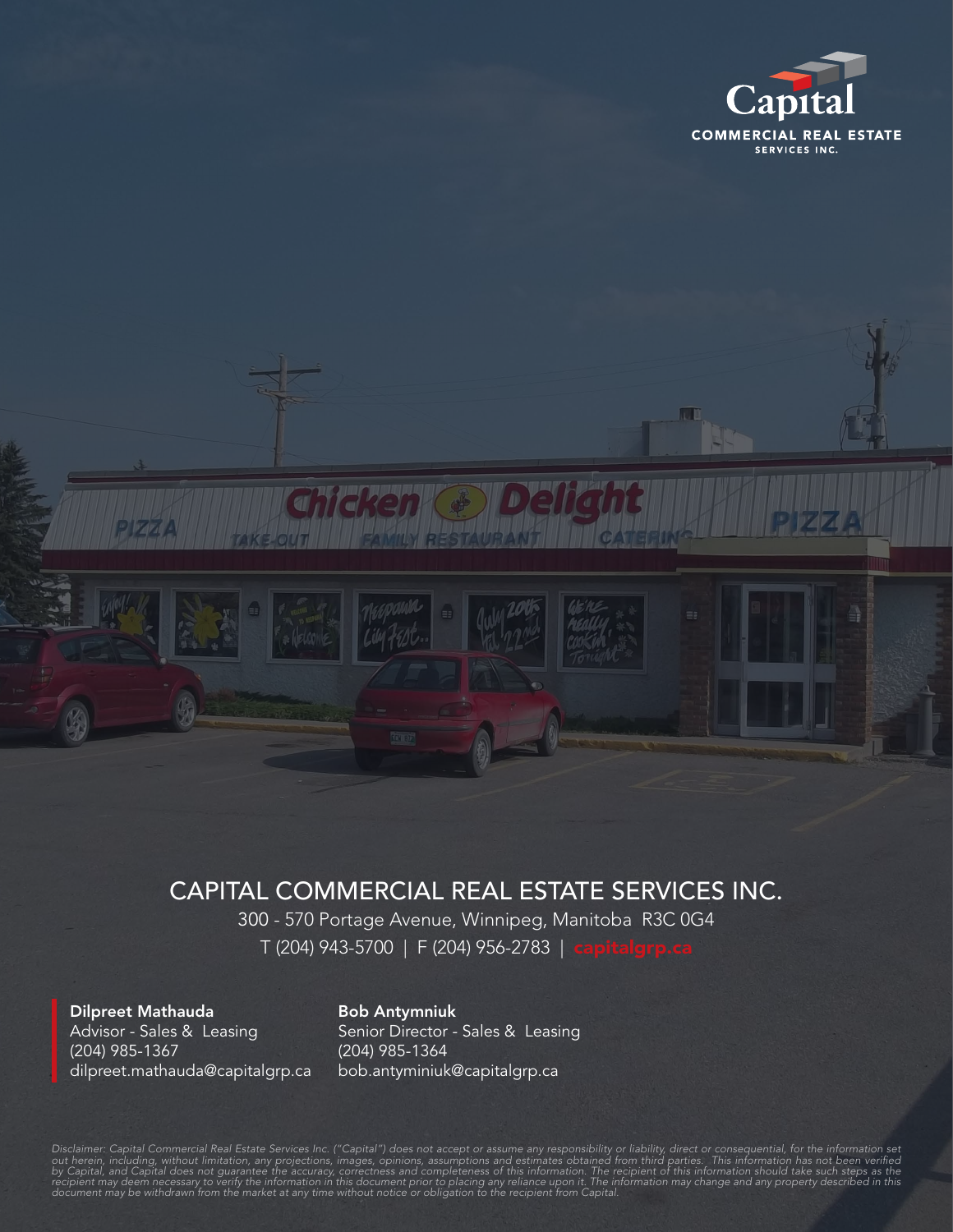# CAPITAL COMMERCIAL REAL ESTATE SERVICES INC.

300 - 570 Portage Avenue, Winnipeg, Manitoba R3C 0G4

T (204) 943-5700 | F (204) 956-2783 | capitalgrp.ca

**Dilpreet Mathauda**
Advisor - Sales & Leasing
(204) 985-1367
dilpreet.mathauda@capitalgrp.ca

**Bob Antymniuk**
Senior Director - Sales & Leasing
(204) 985-1364
bob.antyminiuk@capitalgrp.ca

*Disclaimer: Capital Commercial Real Estate Services Inc. ("Capital") does not accept or assume any responsibility or liability, direct or consequential, for the information set out herein, including, without limitation, any projections, images, opinions, assumptions and estimates obtained from third parties. This information has not been verified by Capital, and Capital does not guarantee the accuracy, correctness and completeness of this information. The recipient of this information should take such steps as the recipient may deem necessary to verify the information in this document prior to placing any reliance upon it. The information may change and any property described in this document may be withdrawn from the market at any time without notice or obligation to the recipient from Capital.*